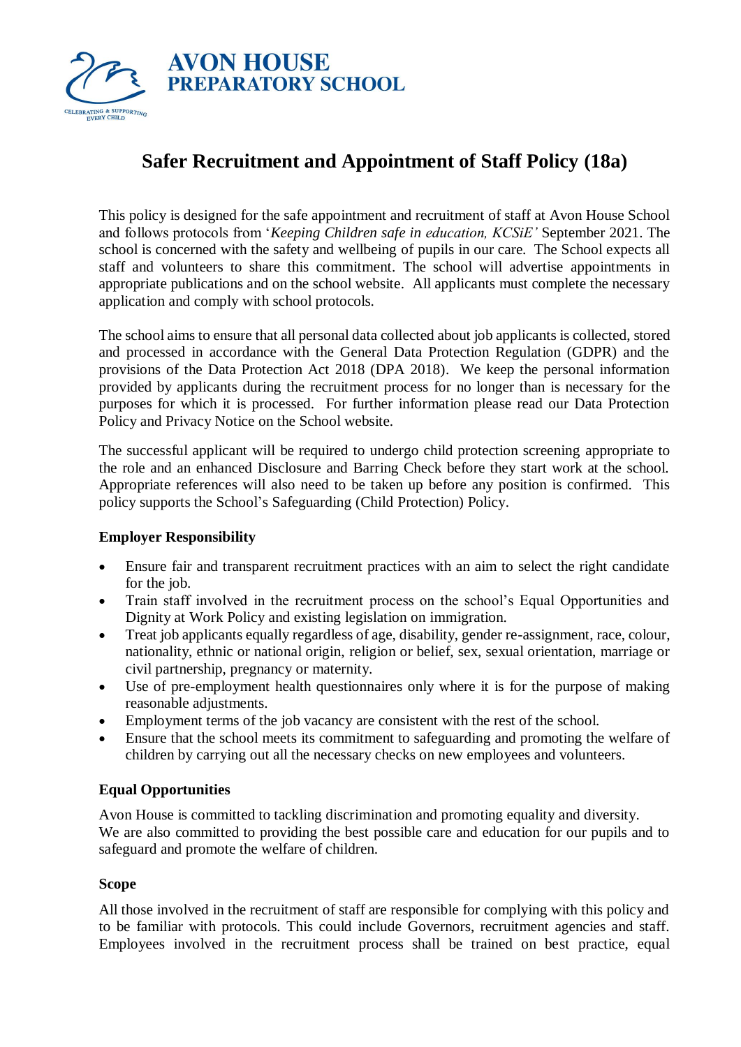# Safer Recruitment and Appointment of Staff Policy (18a)

This policy is designed for the safe appointment and recruitment of staff at Avon House School and follows protocols from '*Keeping Children safe in education, KCSiE'* September 2021. The school is concerned with the safety and wellbeing of pupils in our care. The School expects all staff and volunteers to share this commitment. The school will advertise appointments in appropriate publications and on the school website. All applicants must complete the necessary application and comply with school protocols.

The school aims to ensure that all personal data collected about job applicants is collected, stored and processed in accordance with the General Data Protection Regulation (GDPR) and the provisions of the Data Protection Act 2018 (DPA 2018). We keep the personal information provided by applicants during the recruitment process for no longer than is necessary for the purposes for which it is processed. For further information please read our Data Protection Policy and Privacy Notice on the School website.

The successful applicant will be required to undergo child protection screening appropriate to the role and an enhanced Disclosure and Barring Check before they start work at the school. Appropriate references will also need to be taken up before any position is confirmed. This policy supports the School's Safeguarding (Child Protection) Policy.

### Employer Responsibility

- Ensure fair and transparent recruitment practices with an aim to select the right candidate for the job.
- Train staff involved in the recruitment process on the school's Equal Opportunities and Dignity at Work Policy and existing legislation on immigration.
- Treat job applicants equally regardless of age, disability, gender re-assignment, race, colour, nationality, ethnic or national origin, religion or belief, sex, sexual orientation, marriage or civil partnership, pregnancy or maternity.
- Use of pre-employment health questionnaires only where it is for the purpose of making reasonable adjustments.
- Employment terms of the job vacancy are consistent with the rest of the school.
- Ensure that the school meets its commitment to safeguarding and promoting the welfare of children by carrying out all the necessary checks on new employees and volunteers.

### Equal Opportunities

Avon House is committed to tackling discrimination and promoting equality and diversity.
We are also committed to providing the best possible care and education for our pupils and to safeguard and promote the welfare of children.

### Scope

All those involved in the recruitment of staff are responsible for complying with this policy and to be familiar with protocols. This could include Governors, recruitment agencies and staff. Employees involved in the recruitment process shall be trained on best practice, equal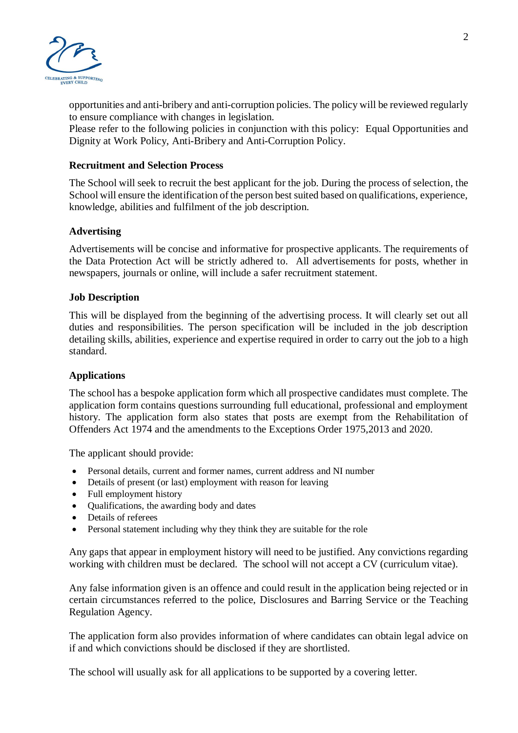opportunities and anti-bribery and anti-corruption policies. The policy will be reviewed regularly to ensure compliance with changes in legislation.
Please refer to the following policies in conjunction with this policy: Equal Opportunities and Dignity at Work Policy, Anti-Bribery and Anti-Corruption Policy.

**Recruitment and Selection Process**

The School will seek to recruit the best applicant for the job. During the process of selection, the School will ensure the identification of the person best suited based on qualifications, experience, knowledge, abilities and fulfilment of the job description.

**Advertising**

Advertisements will be concise and informative for prospective applicants. The requirements of the Data Protection Act will be strictly adhered to. All advertisements for posts, whether in newspapers, journals or online, will include a safer recruitment statement.

**Job Description**

This will be displayed from the beginning of the advertising process. It will clearly set out all duties and responsibilities. The person specification will be included in the job description detailing skills, abilities, experience and expertise required in order to carry out the job to a high standard.

**Applications**

The school has a bespoke application form which all prospective candidates must complete. The application form contains questions surrounding full educational, professional and employment history. The application form also states that posts are exempt from the Rehabilitation of Offenders Act 1974 and the amendments to the Exceptions Order 1975,2013 and 2020.

The applicant should provide:

- Personal details, current and former names, current address and NI number
- Details of present (or last) employment with reason for leaving
- Full employment history
- Qualifications, the awarding body and dates
- Details of referees
- Personal statement including why they think they are suitable for the role

Any gaps that appear in employment history will need to be justified. Any convictions regarding working with children must be declared. The school will not accept a CV (curriculum vitae).

Any false information given is an offence and could result in the application being rejected or in certain circumstances referred to the police, Disclosures and Barring Service or the Teaching Regulation Agency.

The application form also provides information of where candidates can obtain legal advice on if and which convictions should be disclosed if they are shortlisted.

The school will usually ask for all applications to be supported by a covering letter.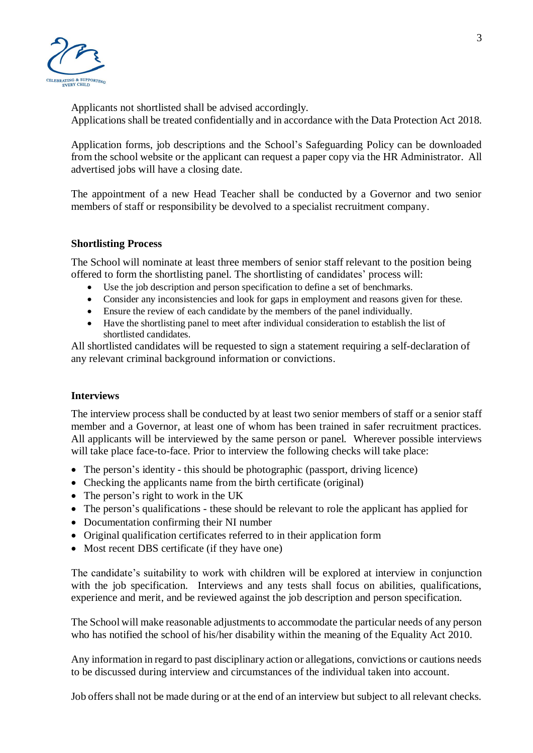Applicants not shortlisted shall be advised accordingly.
Applications shall be treated confidentially and in accordance with the Data Protection Act 2018.

Application forms, job descriptions and the School's Safeguarding Policy can be downloaded from the school website or the applicant can request a paper copy via the HR Administrator. All advertised jobs will have a closing date.

The appointment of a new Head Teacher shall be conducted by a Governor and two senior members of staff or responsibility be devolved to a specialist recruitment company.

**Shortlisting Process**

The School will nominate at least three members of senior staff relevant to the position being offered to form the shortlisting panel. The shortlisting of candidates' process will:

- Use the job description and person specification to define a set of benchmarks.
- Consider any inconsistencies and look for gaps in employment and reasons given for these.
- Ensure the review of each candidate by the members of the panel individually.
- Have the shortlisting panel to meet after individual consideration to establish the list of shortlisted candidates.

All shortlisted candidates will be requested to sign a statement requiring a self-declaration of any relevant criminal background information or convictions.

**Interviews**

The interview process shall be conducted by at least two senior members of staff or a senior staff member and a Governor, at least one of whom has been trained in safer recruitment practices. All applicants will be interviewed by the same person or panel. Wherever possible interviews will take place face-to-face. Prior to interview the following checks will take place:

- The person's identity - this should be photographic (passport, driving licence)
- Checking the applicants name from the birth certificate (original)
- The person's right to work in the UK
- The person's qualifications - these should be relevant to role the applicant has applied for
- Documentation confirming their NI number
- Original qualification certificates referred to in their application form
- Most recent DBS certificate (if they have one)

The candidate's suitability to work with children will be explored at interview in conjunction with the job specification. Interviews and any tests shall focus on abilities, qualifications, experience and merit, and be reviewed against the job description and person specification.

The School will make reasonable adjustments to accommodate the particular needs of any person who has notified the school of his/her disability within the meaning of the Equality Act 2010.

Any information in regard to past disciplinary action or allegations, convictions or cautions needs to be discussed during interview and circumstances of the individual taken into account.

Job offers shall not be made during or at the end of an interview but subject to all relevant checks.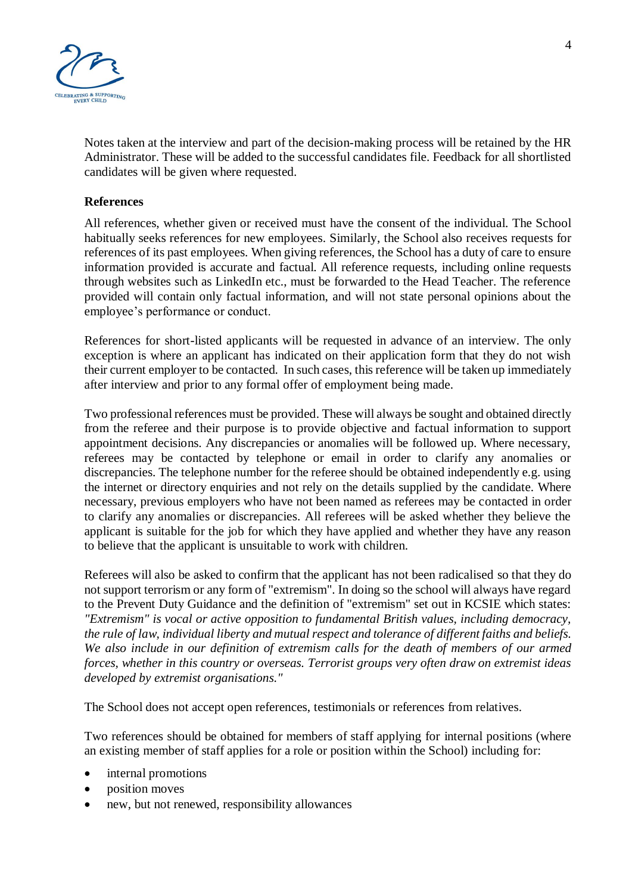Notes taken at the interview and part of the decision-making process will be retained by the HR Administrator. These will be added to the successful candidates file. Feedback for all shortlisted candidates will be given where requested.

**References**

All references, whether given or received must have the consent of the individual. The School habitually seeks references for new employees. Similarly, the School also receives requests for references of its past employees. When giving references, the School has a duty of care to ensure information provided is accurate and factual. All reference requests, including online requests through websites such as LinkedIn etc., must be forwarded to the Head Teacher. The reference provided will contain only factual information, and will not state personal opinions about the employee's performance or conduct.

References for short-listed applicants will be requested in advance of an interview. The only exception is where an applicant has indicated on their application form that they do not wish their current employer to be contacted. In such cases, this reference will be taken up immediately after interview and prior to any formal offer of employment being made.

Two professional references must be provided. These will always be sought and obtained directly from the referee and their purpose is to provide objective and factual information to support appointment decisions. Any discrepancies or anomalies will be followed up. Where necessary, referees may be contacted by telephone or email in order to clarify any anomalies or discrepancies. The telephone number for the referee should be obtained independently e.g. using the internet or directory enquiries and not rely on the details supplied by the candidate. Where necessary, previous employers who have not been named as referees may be contacted in order to clarify any anomalies or discrepancies. All referees will be asked whether they believe the applicant is suitable for the job for which they have applied and whether they have any reason to believe that the applicant is unsuitable to work with children.

Referees will also be asked to confirm that the applicant has not been radicalised so that they do not support terrorism or any form of "extremism". In doing so the school will always have regard to the Prevent Duty Guidance and the definition of "extremism" set out in KCSIE which states: *"Extremism" is vocal or active opposition to fundamental British values, including democracy, the rule of law, individual liberty and mutual respect and tolerance of different faiths and beliefs. We also include in our definition of extremism calls for the death of members of our armed forces, whether in this country or overseas. Terrorist groups very often draw on extremist ideas developed by extremist organisations."*

The School does not accept open references, testimonials or references from relatives.

Two references should be obtained for members of staff applying for internal positions (where an existing member of staff applies for a role or position within the School) including for:

- internal promotions
- position moves
- new, but not renewed, responsibility allowances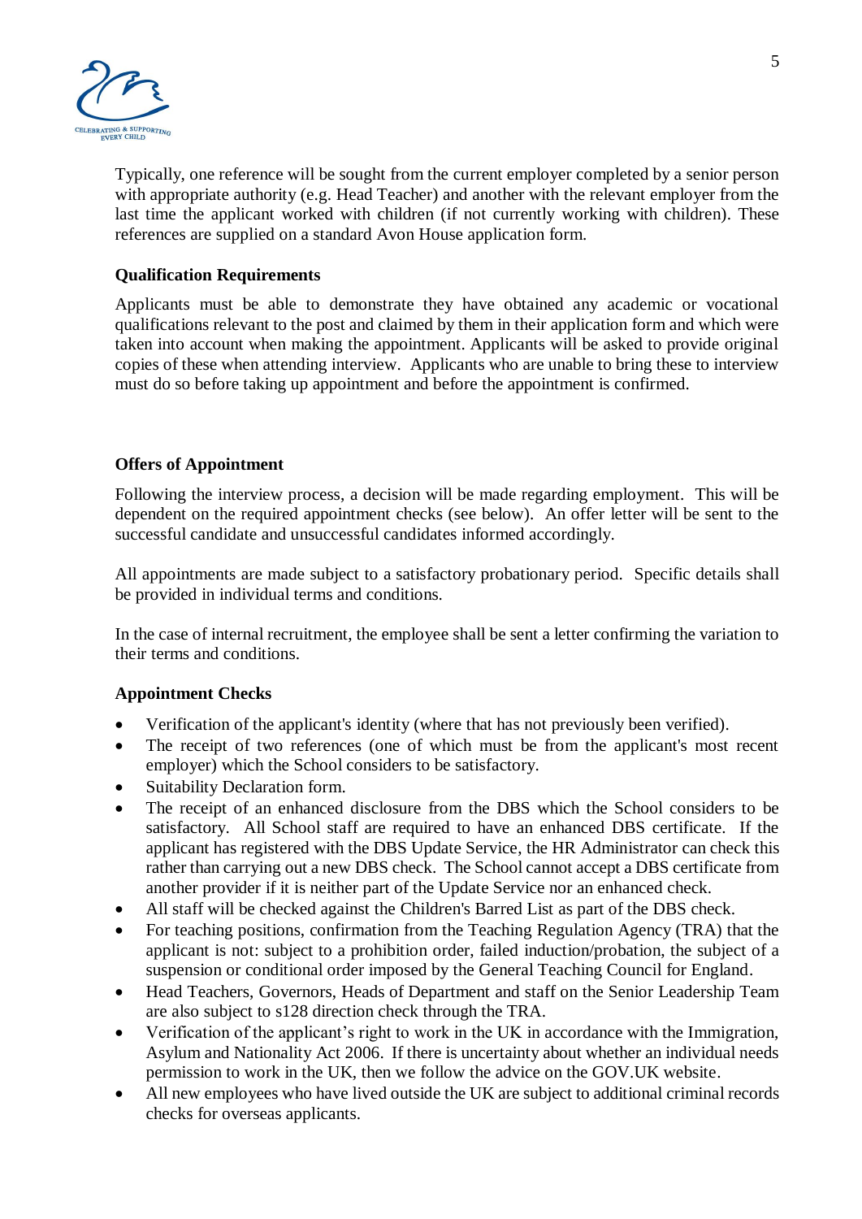Typically, one reference will be sought from the current employer completed by a senior person with appropriate authority (e.g. Head Teacher) and another with the relevant employer from the last time the applicant worked with children (if not currently working with children). These references are supplied on a standard Avon House application form.

**Qualification Requirements**

Applicants must be able to demonstrate they have obtained any academic or vocational qualifications relevant to the post and claimed by them in their application form and which were taken into account when making the appointment. Applicants will be asked to provide original copies of these when attending interview. Applicants who are unable to bring these to interview must do so before taking up appointment and before the appointment is confirmed.

**Offers of Appointment**

Following the interview process, a decision will be made regarding employment. This will be dependent on the required appointment checks (see below). An offer letter will be sent to the successful candidate and unsuccessful candidates informed accordingly.

All appointments are made subject to a satisfactory probationary period. Specific details shall be provided in individual terms and conditions.

In the case of internal recruitment, the employee shall be sent a letter confirming the variation to their terms and conditions.

**Appointment Checks**

- Verification of the applicant's identity (where that has not previously been verified).
- The receipt of two references (one of which must be from the applicant's most recent employer) which the School considers to be satisfactory.
- Suitability Declaration form.
- The receipt of an enhanced disclosure from the DBS which the School considers to be satisfactory. All School staff are required to have an enhanced DBS certificate. If the applicant has registered with the DBS Update Service, the HR Administrator can check this rather than carrying out a new DBS check. The School cannot accept a DBS certificate from another provider if it is neither part of the Update Service nor an enhanced check.
- All staff will be checked against the Children's Barred List as part of the DBS check.
- For teaching positions, confirmation from the Teaching Regulation Agency (TRA) that the applicant is not: subject to a prohibition order, failed induction/probation, the subject of a suspension or conditional order imposed by the General Teaching Council for England.
- Head Teachers, Governors, Heads of Department and staff on the Senior Leadership Team are also subject to s128 direction check through the TRA.
- Verification of the applicant's right to work in the UK in accordance with the Immigration, Asylum and Nationality Act 2006. If there is uncertainty about whether an individual needs permission to work in the UK, then we follow the advice on the GOV.UK website.
- All new employees who have lived outside the UK are subject to additional criminal records checks for overseas applicants.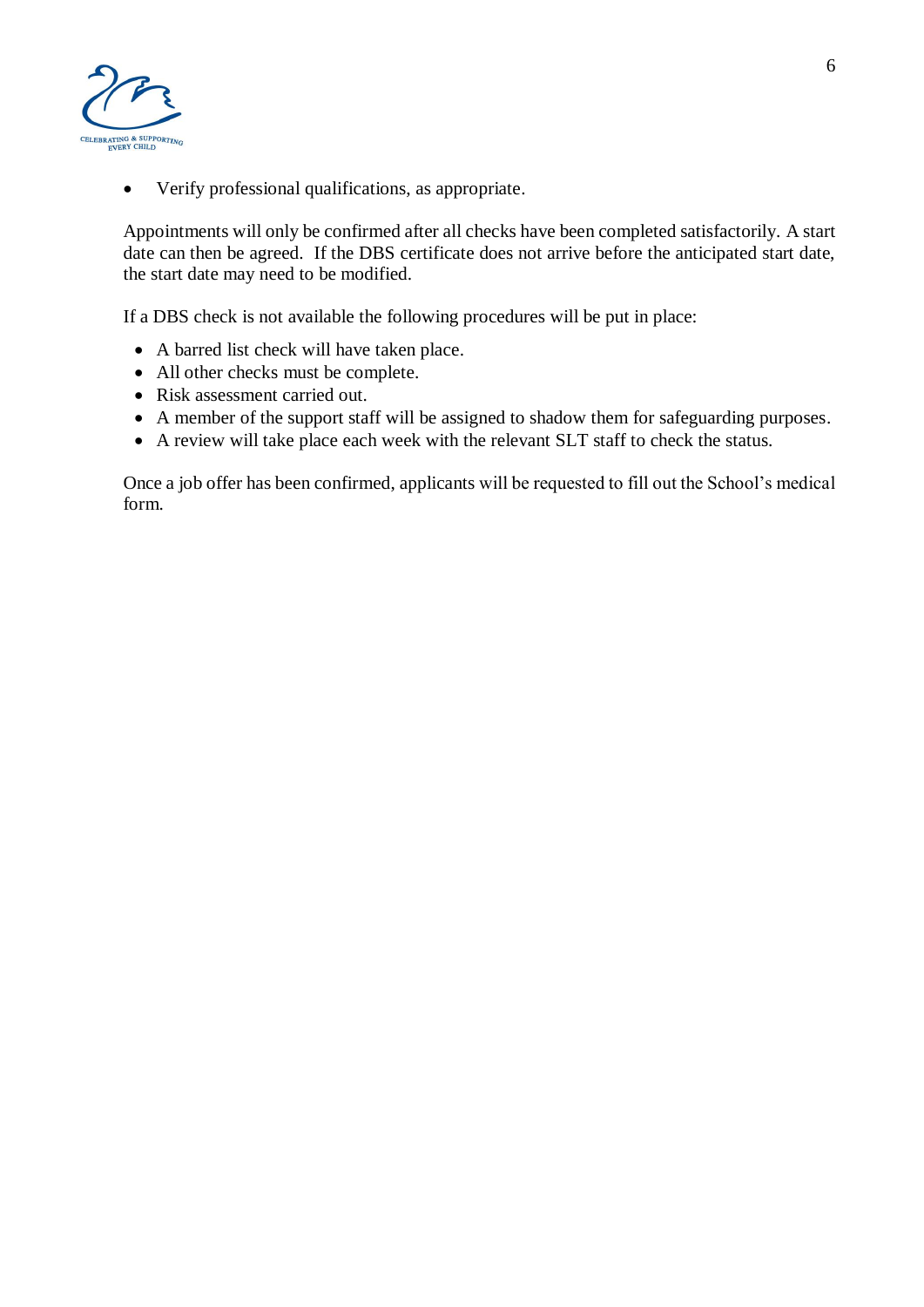- Verify professional qualifications, as appropriate.

Appointments will only be confirmed after all checks have been completed satisfactorily. A start date can then be agreed. If the DBS certificate does not arrive before the anticipated start date, the start date may need to be modified.

If a DBS check is not available the following procedures will be put in place:

- A barred list check will have taken place.
- All other checks must be complete.
- Risk assessment carried out.
- A member of the support staff will be assigned to shadow them for safeguarding purposes.
- A review will take place each week with the relevant SLT staff to check the status.

Once a job offer has been confirmed, applicants will be requested to fill out the School's medical form.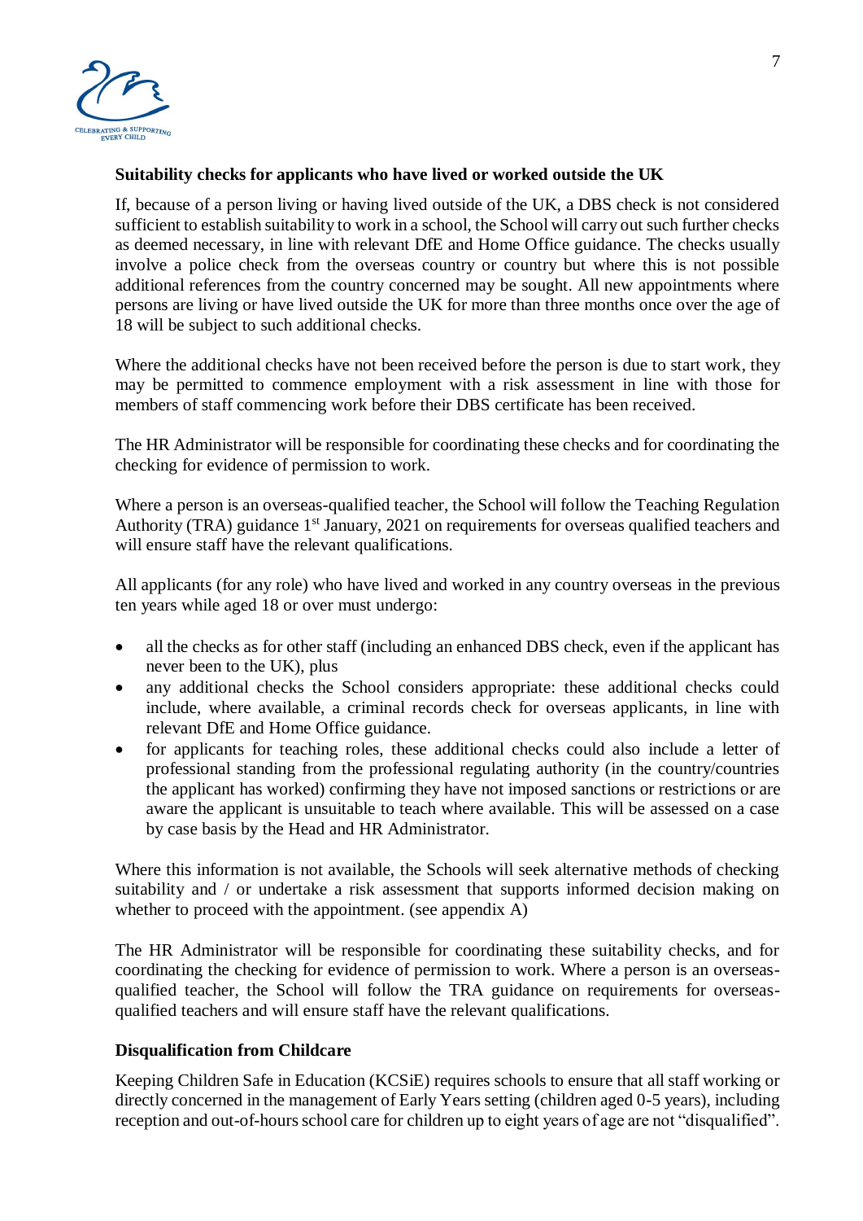**Suitability checks for applicants who have lived or worked outside the UK**

If, because of a person living or having lived outside of the UK, a DBS check is not considered sufficient to establish suitability to work in a school, the School will carry out such further checks as deemed necessary, in line with relevant DfE and Home Office guidance. The checks usually involve a police check from the overseas country or country but where this is not possible additional references from the country concerned may be sought. All new appointments where persons are living or have lived outside the UK for more than three months once over the age of 18 will be subject to such additional checks.

Where the additional checks have not been received before the person is due to start work, they may be permitted to commence employment with a risk assessment in line with those for members of staff commencing work before their DBS certificate has been received.

The HR Administrator will be responsible for coordinating these checks and for coordinating the checking for evidence of permission to work.

Where a person is an overseas-qualified teacher, the School will follow the Teaching Regulation Authority (TRA) guidance 1st January, 2021 on requirements for overseas qualified teachers and will ensure staff have the relevant qualifications.

All applicants (for any role) who have lived and worked in any country overseas in the previous ten years while aged 18 or over must undergo:

- all the checks as for other staff (including an enhanced DBS check, even if the applicant has never been to the UK), plus
- any additional checks the School considers appropriate: these additional checks could include, where available, a criminal records check for overseas applicants, in line with relevant DfE and Home Office guidance.
- for applicants for teaching roles, these additional checks could also include a letter of professional standing from the professional regulating authority (in the country/countries the applicant has worked) confirming they have not imposed sanctions or restrictions or are aware the applicant is unsuitable to teach where available. This will be assessed on a case by case basis by the Head and HR Administrator.

Where this information is not available, the Schools will seek alternative methods of checking suitability and / or undertake a risk assessment that supports informed decision making on whether to proceed with the appointment. (see appendix A)

The HR Administrator will be responsible for coordinating these suitability checks, and for coordinating the checking for evidence of permission to work. Where a person is an overseas-qualified teacher, the School will follow the TRA guidance on requirements for overseas-qualified teachers and will ensure staff have the relevant qualifications.

**Disqualification from Childcare**

Keeping Children Safe in Education (KCSiE) requires schools to ensure that all staff working or directly concerned in the management of Early Years setting (children aged 0-5 years), including reception and out-of-hours school care for children up to eight years of age are not "disqualified".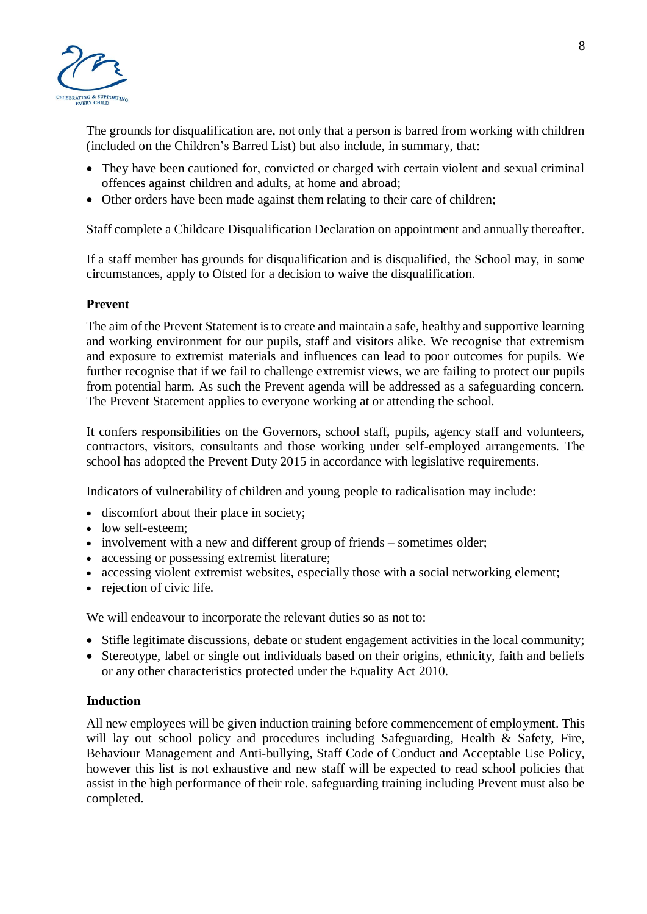The grounds for disqualification are, not only that a person is barred from working with children (included on the Children's Barred List) but also include, in summary, that:

- They have been cautioned for, convicted or charged with certain violent and sexual criminal offences against children and adults, at home and abroad;
- Other orders have been made against them relating to their care of children;

Staff complete a Childcare Disqualification Declaration on appointment and annually thereafter.

If a staff member has grounds for disqualification and is disqualified, the School may, in some circumstances, apply to Ofsted for a decision to waive the disqualification.

**Prevent**

The aim of the Prevent Statement is to create and maintain a safe, healthy and supportive learning and working environment for our pupils, staff and visitors alike. We recognise that extremism and exposure to extremist materials and influences can lead to poor outcomes for pupils. We further recognise that if we fail to challenge extremist views, we are failing to protect our pupils from potential harm. As such the Prevent agenda will be addressed as a safeguarding concern. The Prevent Statement applies to everyone working at or attending the school.

It confers responsibilities on the Governors, school staff, pupils, agency staff and volunteers, contractors, visitors, consultants and those working under self-employed arrangements. The school has adopted the Prevent Duty 2015 in accordance with legislative requirements.

Indicators of vulnerability of children and young people to radicalisation may include:

- discomfort about their place in society;
- low self-esteem;
- involvement with a new and different group of friends – sometimes older;
- accessing or possessing extremist literature;
- accessing violent extremist websites, especially those with a social networking element;
- rejection of civic life.

We will endeavour to incorporate the relevant duties so as not to:

- Stifle legitimate discussions, debate or student engagement activities in the local community;
- Stereotype, label or single out individuals based on their origins, ethnicity, faith and beliefs or any other characteristics protected under the Equality Act 2010.

**Induction**

All new employees will be given induction training before commencement of employment. This will lay out school policy and procedures including Safeguarding, Health & Safety, Fire, Behaviour Management and Anti-bullying, Staff Code of Conduct and Acceptable Use Policy, however this list is not exhaustive and new staff will be expected to read school policies that assist in the high performance of their role. safeguarding training including Prevent must also be completed.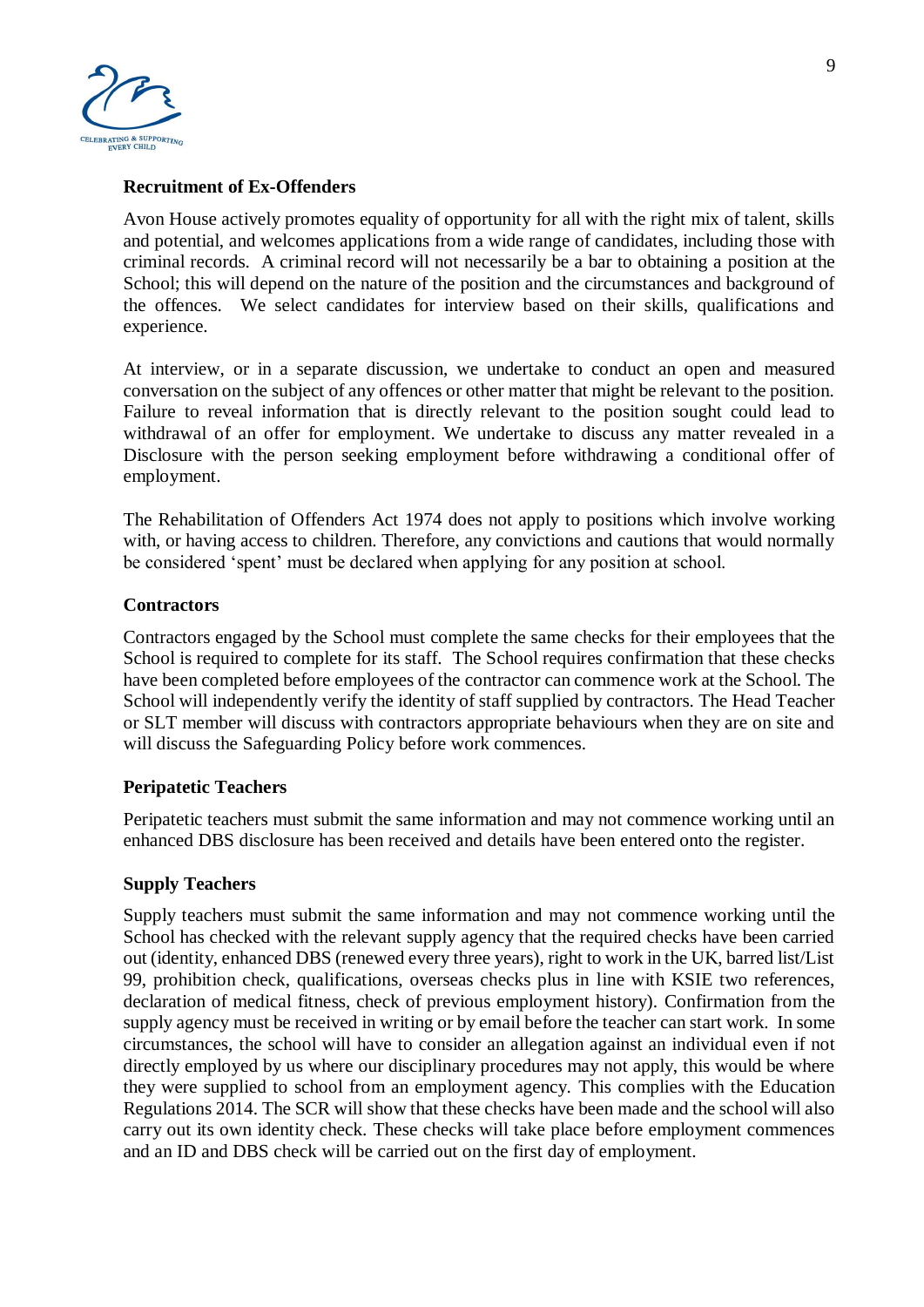**Recruitment of Ex-Offenders**

Avon House actively promotes equality of opportunity for all with the right mix of talent, skills and potential, and welcomes applications from a wide range of candidates, including those with criminal records. A criminal record will not necessarily be a bar to obtaining a position at the School; this will depend on the nature of the position and the circumstances and background of the offences. We select candidates for interview based on their skills, qualifications and experience.

At interview, or in a separate discussion, we undertake to conduct an open and measured conversation on the subject of any offences or other matter that might be relevant to the position. Failure to reveal information that is directly relevant to the position sought could lead to withdrawal of an offer for employment. We undertake to discuss any matter revealed in a Disclosure with the person seeking employment before withdrawing a conditional offer of employment.

The Rehabilitation of Offenders Act 1974 does not apply to positions which involve working with, or having access to children. Therefore, any convictions and cautions that would normally be considered 'spent' must be declared when applying for any position at school.

**Contractors**

Contractors engaged by the School must complete the same checks for their employees that the School is required to complete for its staff. The School requires confirmation that these checks have been completed before employees of the contractor can commence work at the School. The School will independently verify the identity of staff supplied by contractors. The Head Teacher or SLT member will discuss with contractors appropriate behaviours when they are on site and will discuss the Safeguarding Policy before work commences.

**Peripatetic Teachers**

Peripatetic teachers must submit the same information and may not commence working until an enhanced DBS disclosure has been received and details have been entered onto the register.

**Supply Teachers**

Supply teachers must submit the same information and may not commence working until the School has checked with the relevant supply agency that the required checks have been carried out (identity, enhanced DBS (renewed every three years), right to work in the UK, barred list/List 99, prohibition check, qualifications, overseas checks plus in line with KSIE two references, declaration of medical fitness, check of previous employment history). Confirmation from the supply agency must be received in writing or by email before the teacher can start work. In some circumstances, the school will have to consider an allegation against an individual even if not directly employed by us where our disciplinary procedures may not apply, this would be where they were supplied to school from an employment agency. This complies with the Education Regulations 2014. The SCR will show that these checks have been made and the school will also carry out its own identity check. These checks will take place before employment commences and an ID and DBS check will be carried out on the first day of employment.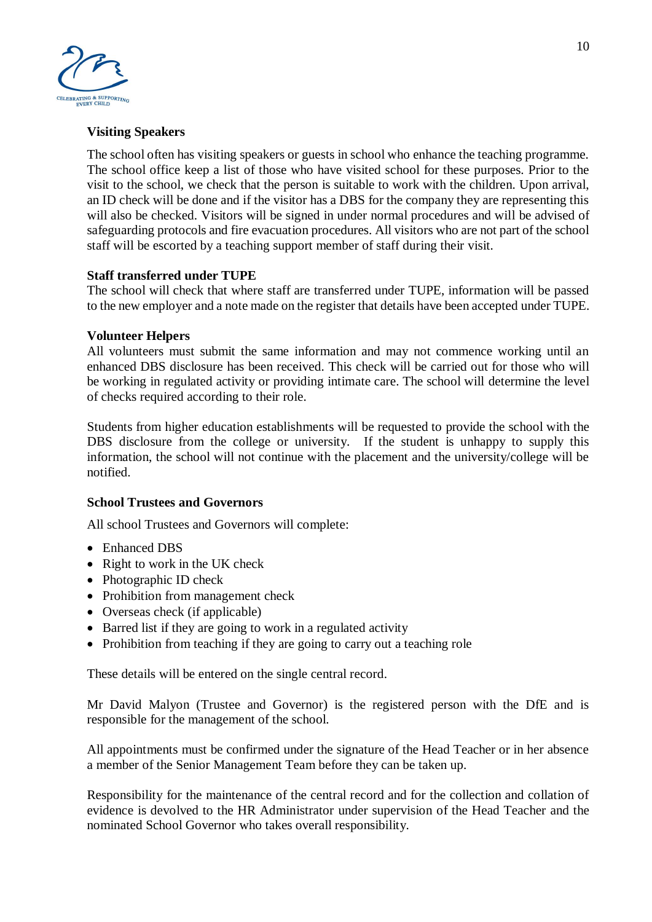**Visiting Speakers**

The school often has visiting speakers or guests in school who enhance the teaching programme. The school office keep a list of those who have visited school for these purposes. Prior to the visit to the school, we check that the person is suitable to work with the children. Upon arrival, an ID check will be done and if the visitor has a DBS for the company they are representing this will also be checked. Visitors will be signed in under normal procedures and will be advised of safeguarding protocols and fire evacuation procedures. All visitors who are not part of the school staff will be escorted by a teaching support member of staff during their visit.

**Staff transferred under TUPE**

The school will check that where staff are transferred under TUPE, information will be passed to the new employer and a note made on the register that details have been accepted under TUPE.

**Volunteer Helpers**

All volunteers must submit the same information and may not commence working until an enhanced DBS disclosure has been received. This check will be carried out for those who will be working in regulated activity or providing intimate care. The school will determine the level of checks required according to their role.

Students from higher education establishments will be requested to provide the school with the DBS disclosure from the college or university. If the student is unhappy to supply this information, the school will not continue with the placement and the university/college will be notified.

**School Trustees and Governors**

All school Trustees and Governors will complete:

- Enhanced DBS
- Right to work in the UK check
- Photographic ID check
- Prohibition from management check
- Overseas check (if applicable)
- Barred list if they are going to work in a regulated activity
- Prohibition from teaching if they are going to carry out a teaching role

These details will be entered on the single central record.

Mr David Malyon (Trustee and Governor) is the registered person with the DfE and is responsible for the management of the school.

All appointments must be confirmed under the signature of the Head Teacher or in her absence a member of the Senior Management Team before they can be taken up.

Responsibility for the maintenance of the central record and for the collection and collation of evidence is devolved to the HR Administrator under supervision of the Head Teacher and the nominated School Governor who takes overall responsibility.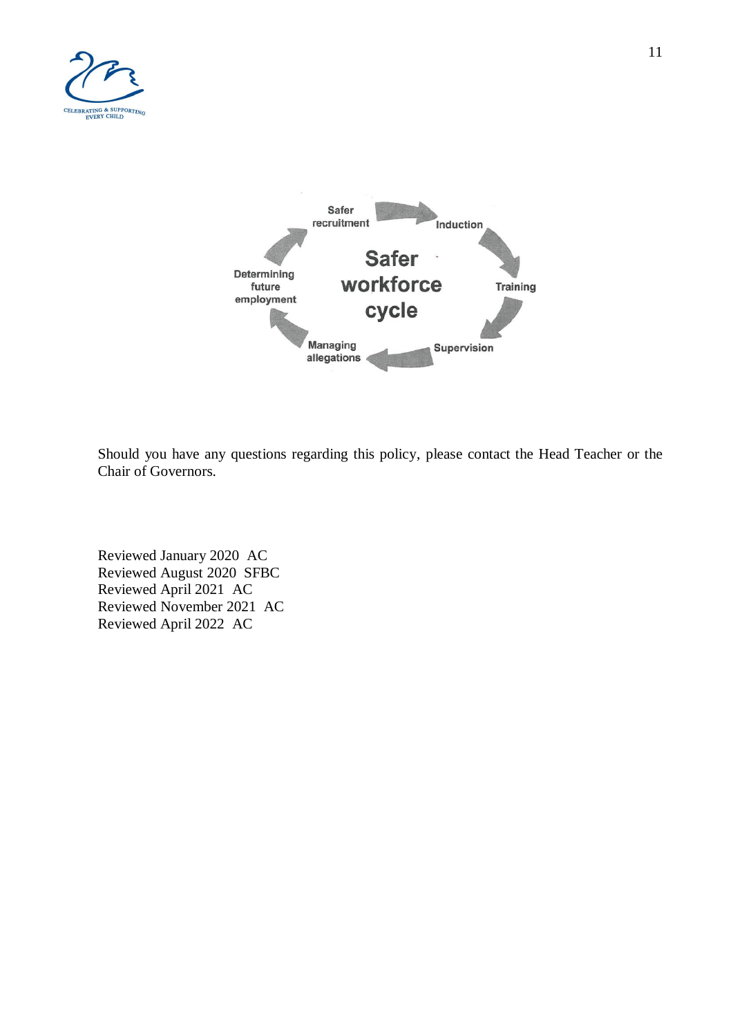Safer recruitment → Induction → Training → Supervision → Managing allegations → Determining future employment

**Safer workforce cycle**

Should you have any questions regarding this policy, please contact the Head Teacher or the Chair of Governors.

Reviewed January 2020 AC
Reviewed August 2020 SFBC
Reviewed April 2021 AC
Reviewed November 2021 AC
Reviewed April 2022 AC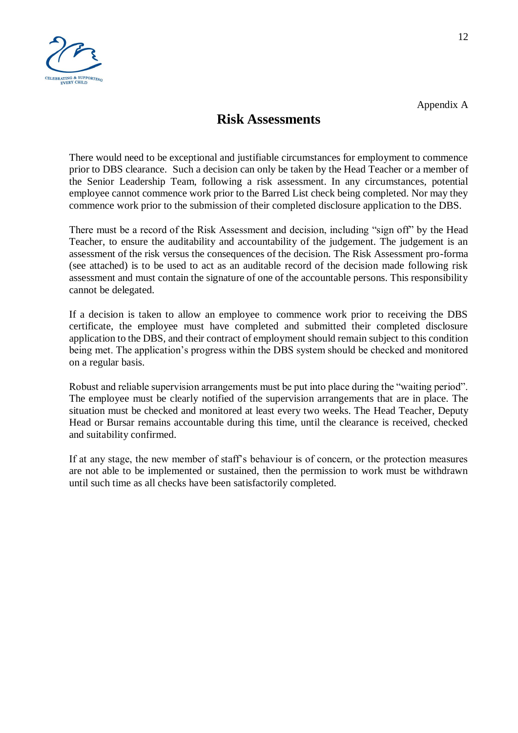Appendix A

# Risk Assessments

There would need to be exceptional and justifiable circumstances for employment to commence prior to DBS clearance.  Such a decision can only be taken by the Head Teacher or a member of the Senior Leadership Team, following a risk assessment. In any circumstances, potential employee cannot commence work prior to the Barred List check being completed. Nor may they commence work prior to the submission of their completed disclosure application to the DBS.

There must be a record of the Risk Assessment and decision, including "sign off" by the Head Teacher, to ensure the auditability and accountability of the judgement. The judgement is an assessment of the risk versus the consequences of the decision. The Risk Assessment pro-forma (see attached) is to be used to act as an auditable record of the decision made following risk assessment and must contain the signature of one of the accountable persons. This responsibility cannot be delegated.

If a decision is taken to allow an employee to commence work prior to receiving the DBS certificate, the employee must have completed and submitted their completed disclosure application to the DBS, and their contract of employment should remain subject to this condition being met. The application's progress within the DBS system should be checked and monitored on a regular basis.

Robust and reliable supervision arrangements must be put into place during the "waiting period". The employee must be clearly notified of the supervision arrangements that are in place. The situation must be checked and monitored at least every two weeks. The Head Teacher, Deputy Head or Bursar remains accountable during this time, until the clearance is received, checked and suitability confirmed.

If at any stage, the new member of staff's behaviour is of concern, or the protection measures are not able to be implemented or sustained, then the permission to work must be withdrawn until such time as all checks have been satisfactorily completed.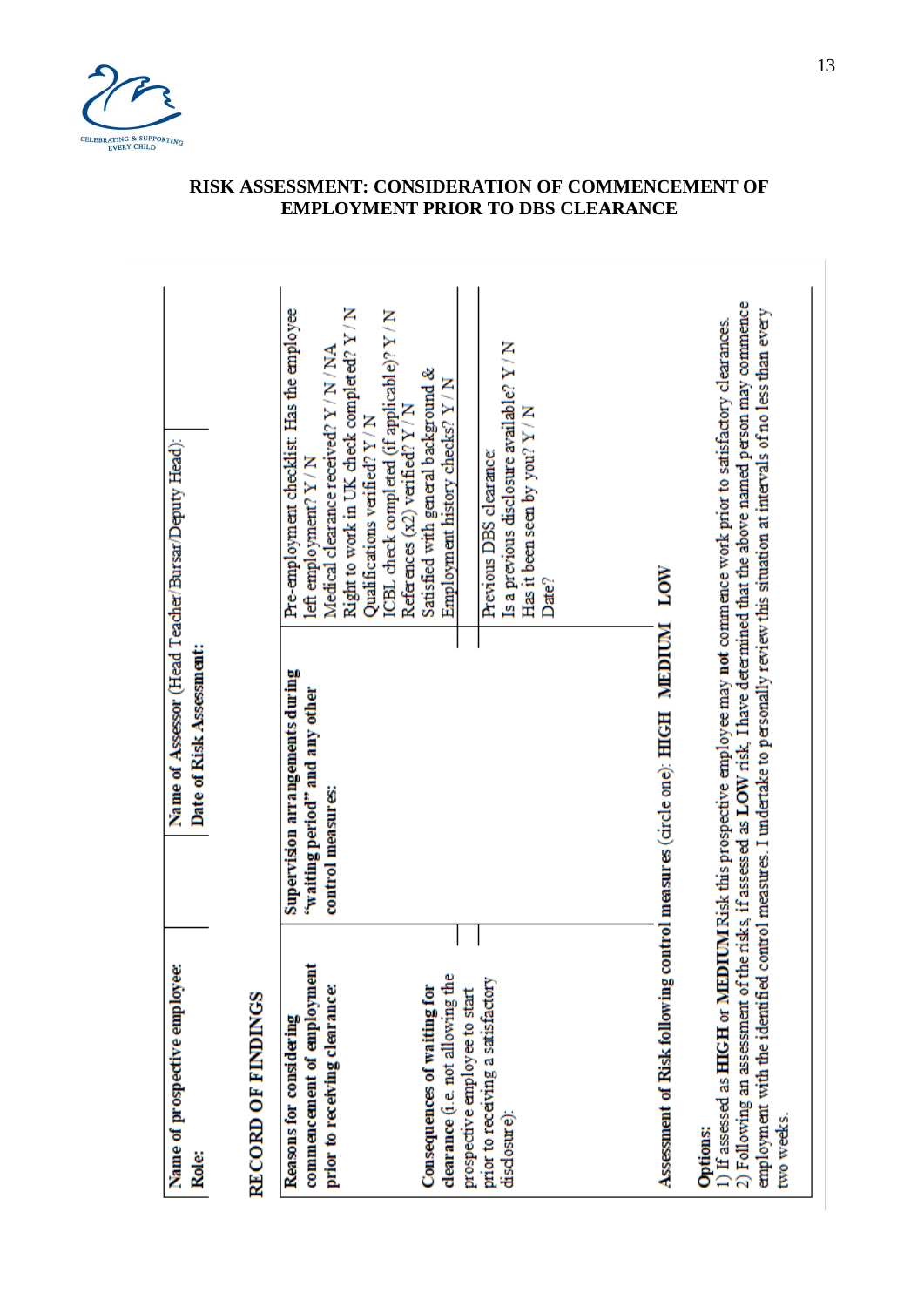## RISK ASSESSMENT: CONSIDERATION OF COMMENCEMENT OF EMPLOYMENT PRIOR TO DBS CLEARANCE

| | |
|---|---|
| **Name of prospective employee:** | **Name of Assessor (Head Teacher/Bursar/Deputy Head):** |
| **Role:** | **Date of Risk Assessment:** |

### RECORD OF FINDINGS

| | | |
|---|---|---|
| **Reasons for considering commencement of employment prior to receiving clearance:** | **Supervision arrangements during "waiting period" and any other control measures:** | Pre-employment checklist: Has the employee left employment? Y / N<br>Medical clearance received? Y / N / NA<br>Right to work in UK check completed? Y / N<br>Qualifications verified? Y / N<br>ICBL check completed (if applicable)? Y / N<br>References (x2) verified? Y / N<br>Satisfied with general background & Employment history checks? Y / N |
| **Consequences of waiting for clearance** (i.e. not allowing the prospective employee to start prior to receiving a satisfactory disclosure): | | Previous DBS clearance:<br>Is a previous disclosure available? Y / N<br>Has it been seen by you? Y / N<br>Date? |

**Assessment of Risk following control measures** (circle one): **HIGH MEDIUM LOW**

**Options:**

1) If assessed as **HIGH** or **MEDIUM** Risk this prospective employee may **not** commence work prior to satisfactory clearances.

2) Following an assessment of the risks, if assessed as **LOW** risk, I have determined that the above named person may commence employment with the identified control measures. I undertake to personally review this situation at intervals of no less than every two weeks.